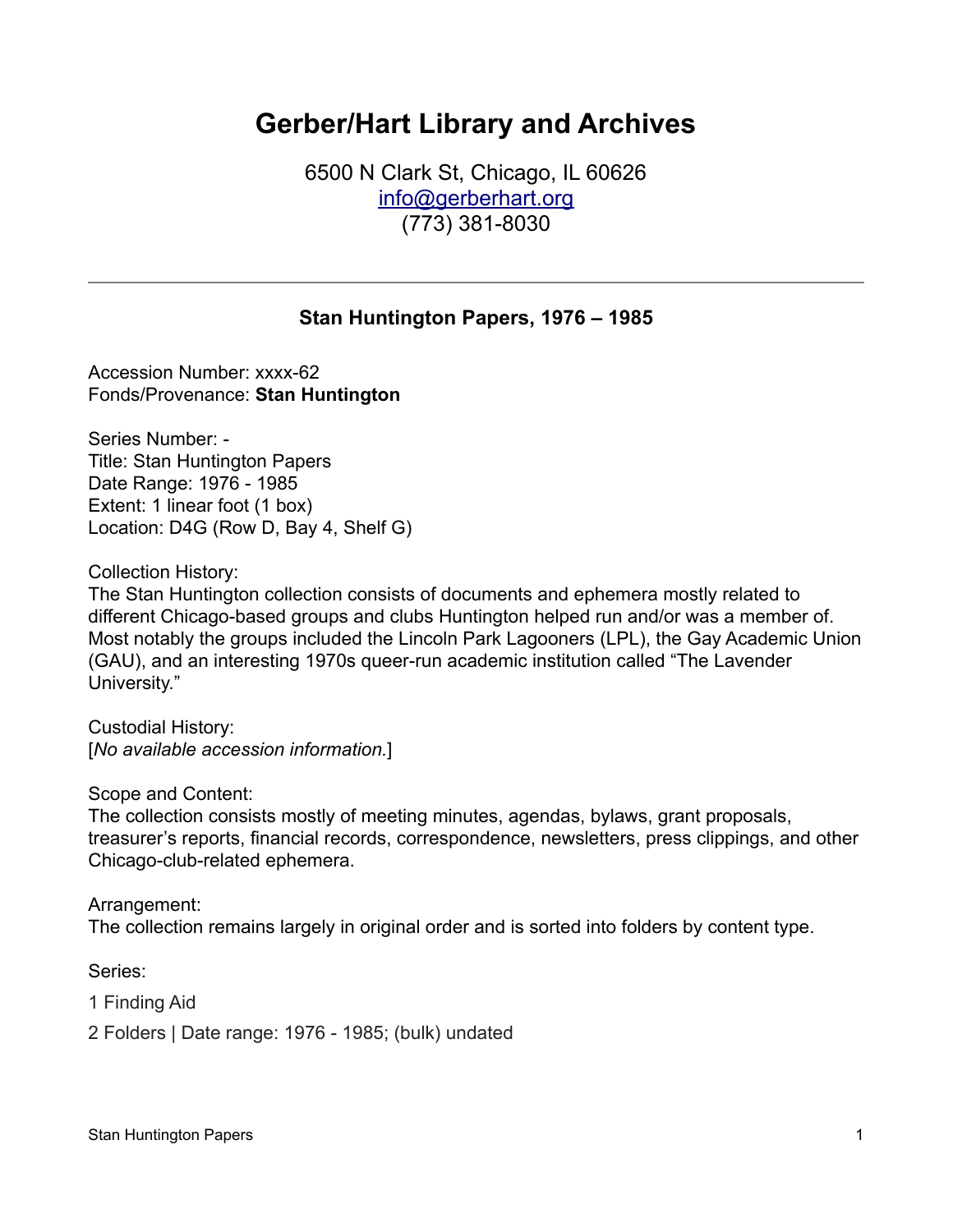# Gerber/Hart Library and Archives

6500 N Clark St, Chicago, IL 60626
info@gerberhart.org
(773) 381-8030

---

### Stan Huntington Papers, 1976 – 1985

Accession Number: xxxx-62
Fonds/Provenance: **Stan Huntington**

Series Number: -
Title: Stan Huntington Papers
Date Range: 1976 - 1985
Extent: 1 linear foot (1 box)
Location: D4G (Row D, Bay 4, Shelf G)

Collection History:
The Stan Huntington collection consists of documents and ephemera mostly related to different Chicago-based groups and clubs Huntington helped run and/or was a member of. Most notably the groups included the Lincoln Park Lagooners (LPL), the Gay Academic Union (GAU), and an interesting 1970s queer-run academic institution called "The Lavender University."

Custodial History:
[*No available accession information.*]

Scope and Content:
The collection consists mostly of meeting minutes, agendas, bylaws, grant proposals, treasurer's reports, financial records, correspondence, newsletters, press clippings, and other Chicago-club-related ephemera.

Arrangement:
The collection remains largely in original order and is sorted into folders by content type.

Series:

1 Finding Aid

2 Folders | Date range: 1976 - 1985; (bulk) undated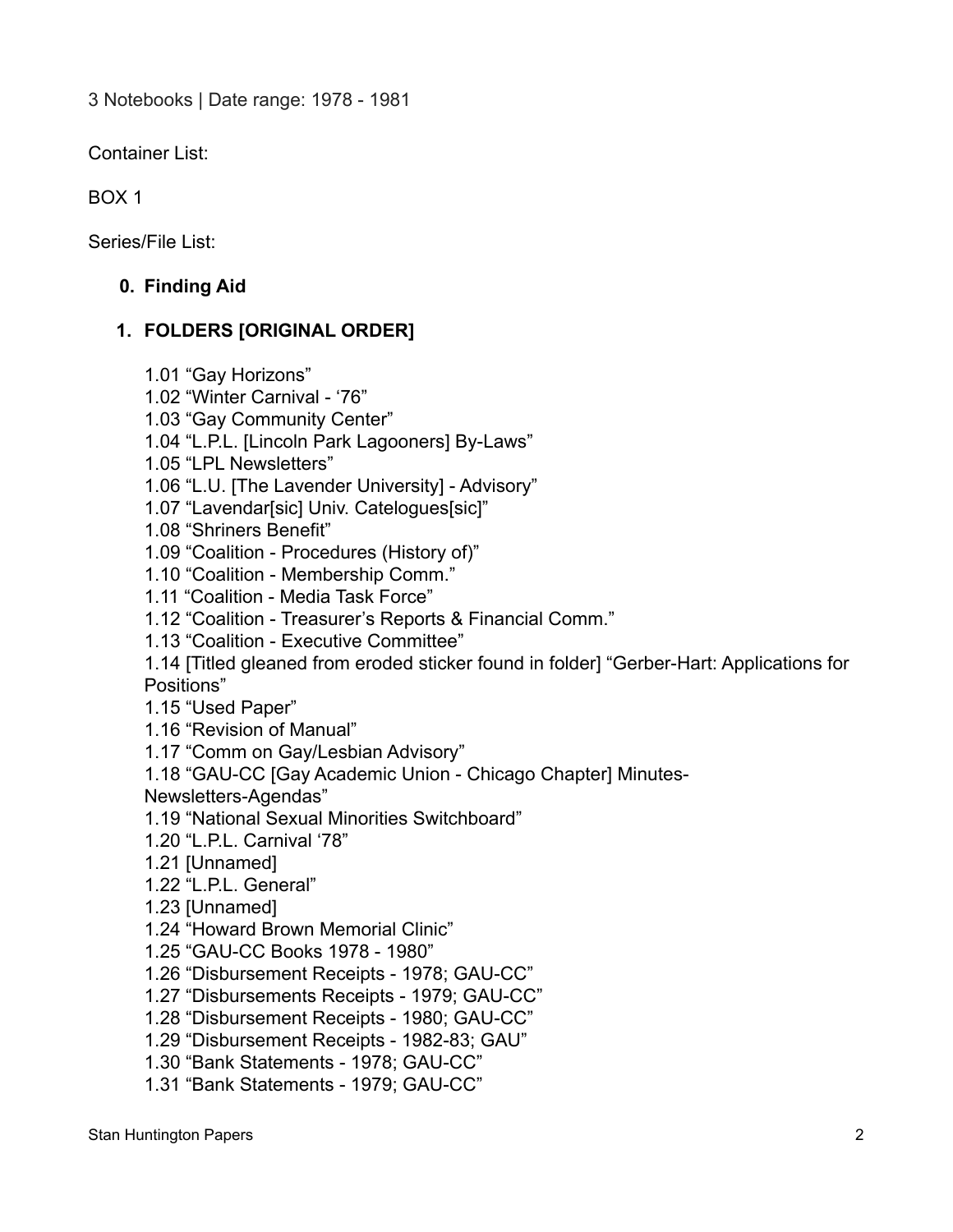3 Notebooks | Date range: 1978 - 1981

Container List:

BOX 1

Series/File List:

0. **Finding Aid**

1. **FOLDERS [ORIGINAL ORDER]**

    1.01 “Gay Horizons”
    1.02 “Winter Carnival - ‘76”
    1.03 “Gay Community Center”
    1.04 “L.P.L. [Lincoln Park Lagooners] By-Laws”
    1.05 “LPL Newsletters”
    1.06 “L.U. [The Lavender University] - Advisory”
    1.07 “Lavendar[sic] Univ. Catelogues[sic]”
    1.08 “Shriners Benefit”
    1.09 “Coalition - Procedures (History of)”
    1.10 “Coalition - Membership Comm.”
    1.11 “Coalition - Media Task Force”
    1.12 “Coalition - Treasurer’s Reports & Financial Comm.”
    1.13 “Coalition - Executive Committee”
    1.14 [Titled gleaned from eroded sticker found in folder] “Gerber-Hart: Applications for Positions”
    1.15 “Used Paper”
    1.16 “Revision of Manual”
    1.17 “Comm on Gay/Lesbian Advisory”
    1.18 “GAU-CC [Gay Academic Union - Chicago Chapter] Minutes-Newsletters-Agendas”
    1.19 “National Sexual Minorities Switchboard”
    1.20 “L.P.L. Carnival ‘78”
    1.21 [Unnamed]
    1.22 “L.P.L. General”
    1.23 [Unnamed]
    1.24 “Howard Brown Memorial Clinic”
    1.25 “GAU-CC Books 1978 - 1980”
    1.26 “Disbursement Receipts - 1978; GAU-CC”
    1.27 “Disbursements Receipts - 1979; GAU-CC”
    1.28 “Disbursement Receipts - 1980; GAU-CC”
    1.29 “Disbursement Receipts - 1982-83; GAU”
    1.30 “Bank Statements - 1978; GAU-CC”
    1.31 “Bank Statements - 1979; GAU-CC”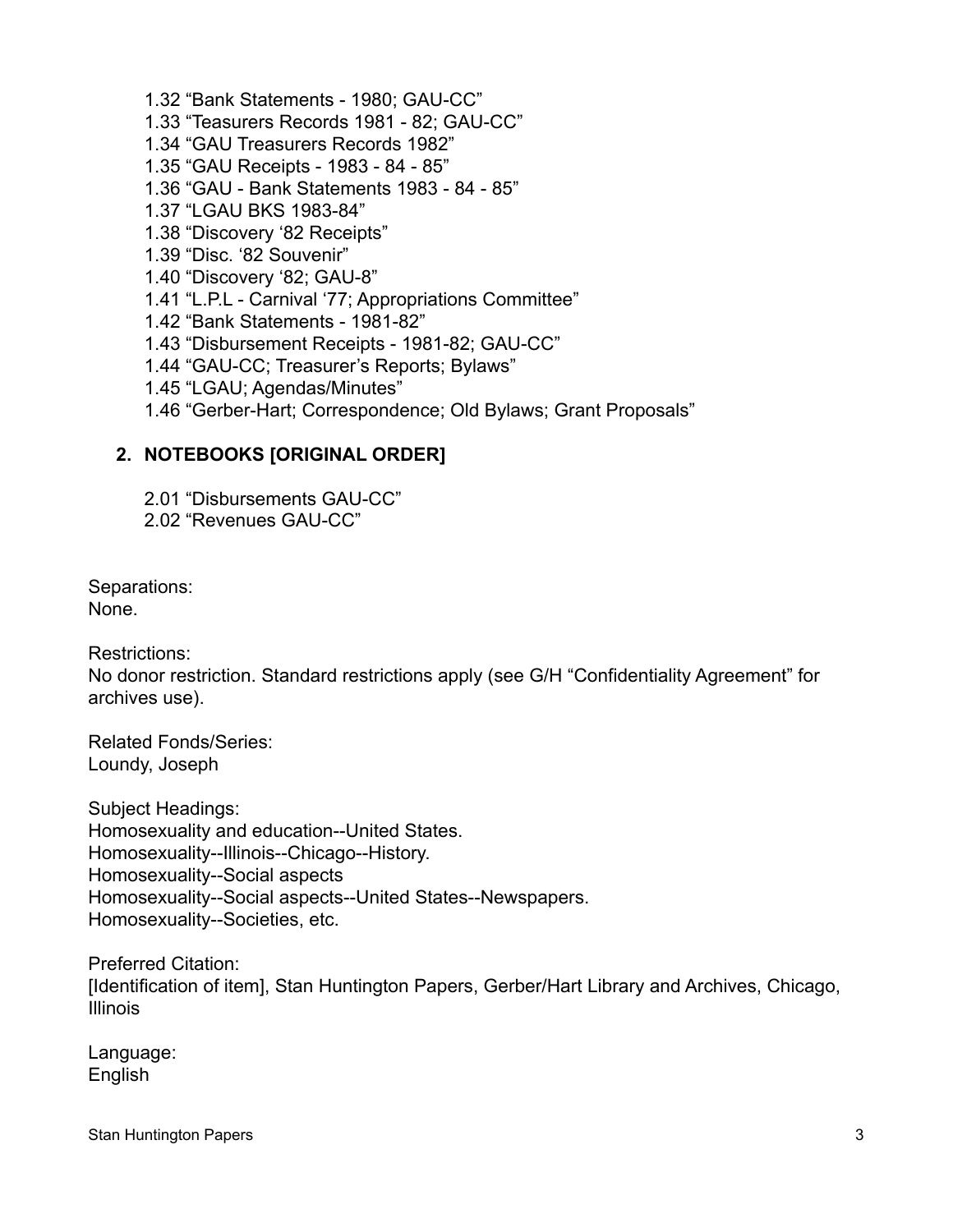1.32 “Bank Statements - 1980; GAU-CC”
1.33 “Teasurers Records 1981 - 82; GAU-CC”
1.34 “GAU Treasurers Records 1982”
1.35 “GAU Receipts - 1983 - 84 - 85”
1.36 “GAU - Bank Statements 1983 - 84 - 85”
1.37 “LGAU BKS 1983-84”
1.38 “Discovery ‘82 Receipts”
1.39 “Disc. ‘82 Souvenir”
1.40 “Discovery ‘82; GAU-8”
1.41 “L.P.L - Carnival ‘77; Appropriations Committee”
1.42 “Bank Statements - 1981-82”
1.43 “Disbursement Receipts - 1981-82; GAU-CC”
1.44 “GAU-CC; Treasurer’s Reports; Bylaws”
1.45 “LGAU; Agendas/Minutes”
1.46 “Gerber-Hart; Correspondence; Old Bylaws; Grant Proposals”

## 2. NOTEBOOKS [ORIGINAL ORDER]

2.01 “Disbursements GAU-CC”
2.02 “Revenues GAU-CC”

Separations:
None.

Restrictions:
No donor restriction. Standard restrictions apply (see G/H “Confidentiality Agreement” for archives use).

Related Fonds/Series:
Loundy, Joseph

Subject Headings:
Homosexuality and education--United States.
Homosexuality--Illinois--Chicago--History.
Homosexuality--Social aspects
Homosexuality--Social aspects--United States--Newspapers.
Homosexuality--Societies, etc.

Preferred Citation:
[Identification of item], Stan Huntington Papers, Gerber/Hart Library and Archives, Chicago, Illinois

Language:
English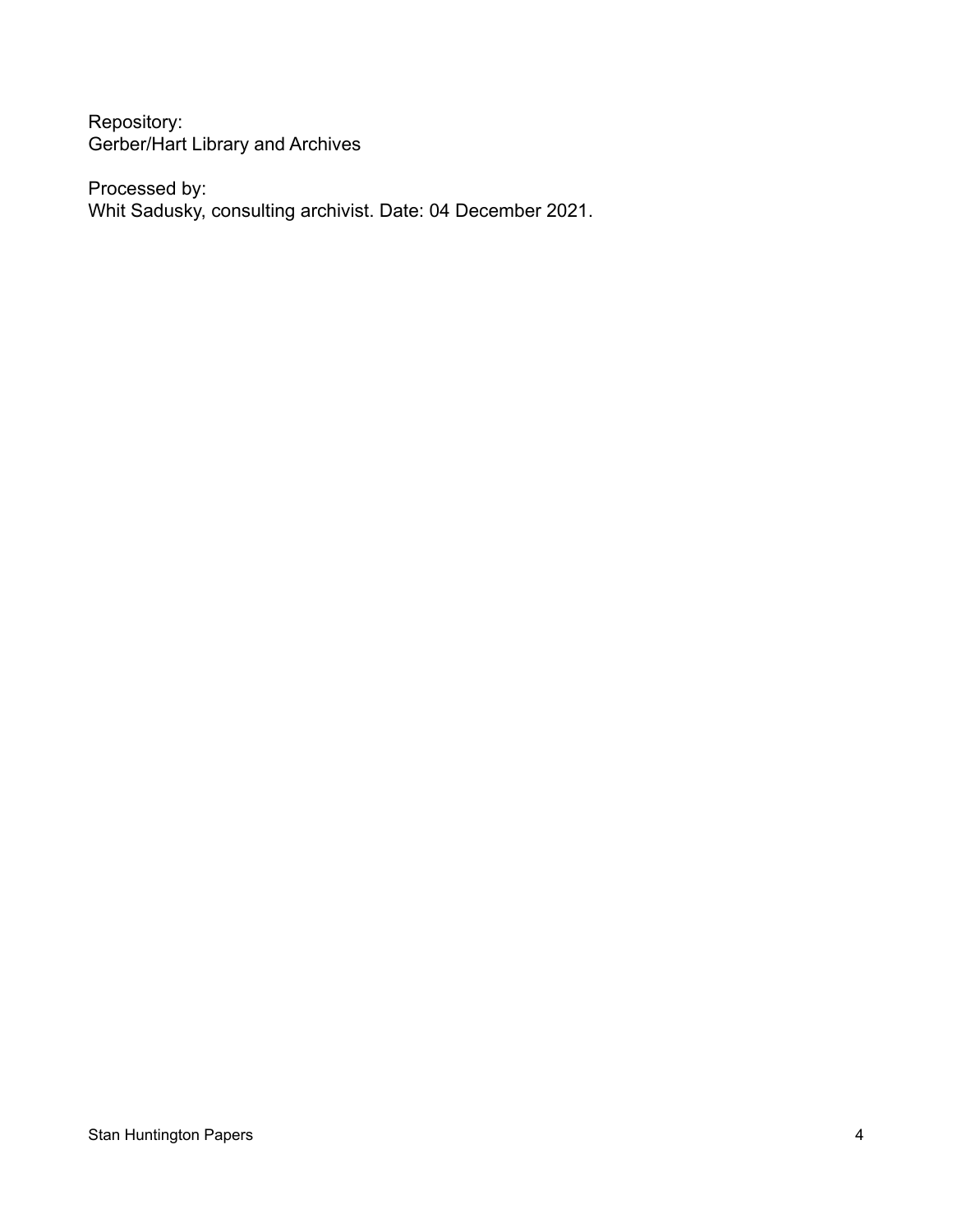Repository:
Gerber/Hart Library and Archives

Processed by:
Whit Sadusky, consulting archivist. Date: 04 December 2021.